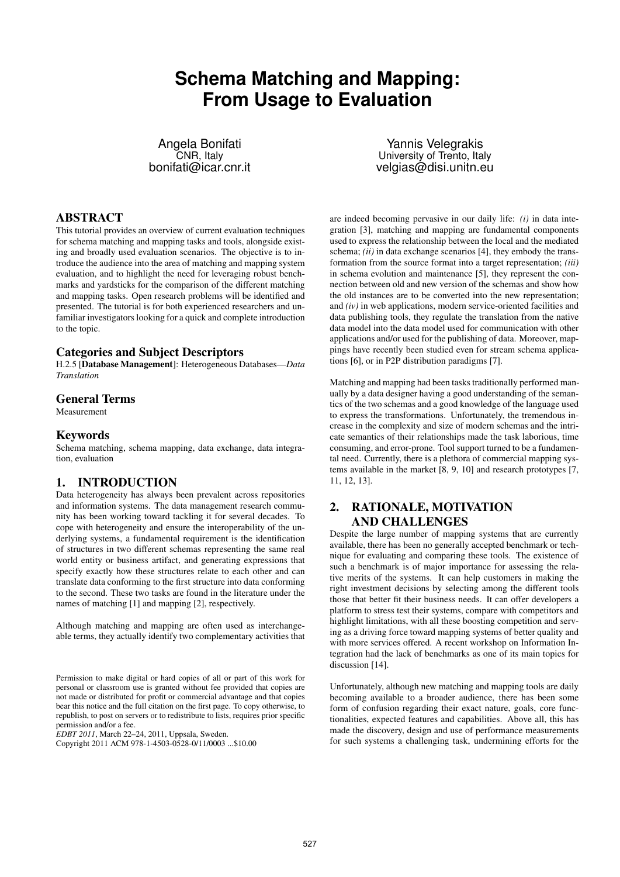# Schema Matching and Mapping: From Usage to Evaluation

Angela Bonifati
CNR, Italy
bonifati@icar.cnr.it

Yannis Velegrakis
University of Trento, Italy
velgias@disi.unitn.eu

## ABSTRACT

This tutorial provides an overview of current evaluation techniques for schema matching and mapping tasks and tools, alongside existing and broadly used evaluation scenarios. The objective is to introduce the audience into the area of matching and mapping system evaluation, and to highlight the need for leveraging robust benchmarks and yardsticks for the comparison of the different matching and mapping tasks. Open research problems will be identified and presented. The tutorial is for both experienced researchers and unfamiliar investigators looking for a quick and complete introduction to the topic.

## Categories and Subject Descriptors

H.2.5 [**Database Management**]: Heterogeneous Databases—*Data Translation*

## General Terms

Measurement

## Keywords

Schema matching, schema mapping, data exchange, data integration, evaluation

## 1. INTRODUCTION

Data heterogeneity has always been prevalent across repositories and information systems. The data management research community has been working toward tackling it for several decades. To cope with heterogeneity and ensure the interoperability of the underlying systems, a fundamental requirement is the identification of structures in two different schemas representing the same real world entity or business artifact, and generating expressions that specify exactly how these structures relate to each other and can translate data conforming to the first structure into data conforming to the second. These two tasks are found in the literature under the names of matching [1] and mapping [2], respectively.

Although matching and mapping are often used as interchangeable terms, they actually identify two complementary activities that are indeed becoming pervasive in our daily life: *(i)* in data integration [3], matching and mapping are fundamental components used to express the relationship between the local and the mediated schema; *(ii)* in data exchange scenarios [4], they embody the transformation from the source format into a target representation; *(iii)* in schema evolution and maintenance [5], they represent the connection between old and new version of the schemas and show how the old instances are to be converted into the new representation; and *(iv)* in web applications, modern service-oriented facilities and data publishing tools, they regulate the translation from the native data model into the data model used for communication with other applications and/or used for the publishing of data. Moreover, mappings have recently been studied even for stream schema applications [6], or in P2P distribution paradigms [7].

Matching and mapping had been tasks traditionally performed manually by a data designer having a good understanding of the semantics of the two schemas and a good knowledge of the language used to express the transformations. Unfortunately, the tremendous increase in the complexity and size of modern schemas and the intricate semantics of their relationships made the task laborious, time consuming, and error-prone. Tool support turned to be a fundamental need. Currently, there is a plethora of commercial mapping systems available in the market [8, 9, 10] and research prototypes [7, 11, 12, 13].

## 2. RATIONALE, MOTIVATION AND CHALLENGES

Despite the large number of mapping systems that are currently available, there has been no generally accepted benchmark or technique for evaluating and comparing these tools. The existence of such a benchmark is of major importance for assessing the relative merits of the systems. It can help customers in making the right investment decisions by selecting among the different tools those that better fit their business needs. It can offer developers a platform to stress test their systems, compare with competitors and highlight limitations, with all these boosting competition and serving as a driving force toward mapping systems of better quality and with more services offered. A recent workshop on Information Integration had the lack of benchmarks as one of its main topics for discussion [14].

Unfortunately, although new matching and mapping tools are daily becoming available to a broader audience, there has been some form of confusion regarding their exact nature, goals, core functionalities, expected features and capabilities. Above all, this has made the discovery, design and use of performance measurements for such systems a challenging task, undermining efforts for the

Permission to make digital or hard copies of all or part of this work for personal or classroom use is granted without fee provided that copies are not made or distributed for profit or commercial advantage and that copies bear this notice and the full citation on the first page. To copy otherwise, to republish, to post on servers or to redistribute to lists, requires prior specific permission and/or a fee.
*EDBT 2011*, March 22–24, 2011, Uppsala, Sweden.
Copyright 2011 ACM 978-1-4503-0528-0/11/0003 ...$10.00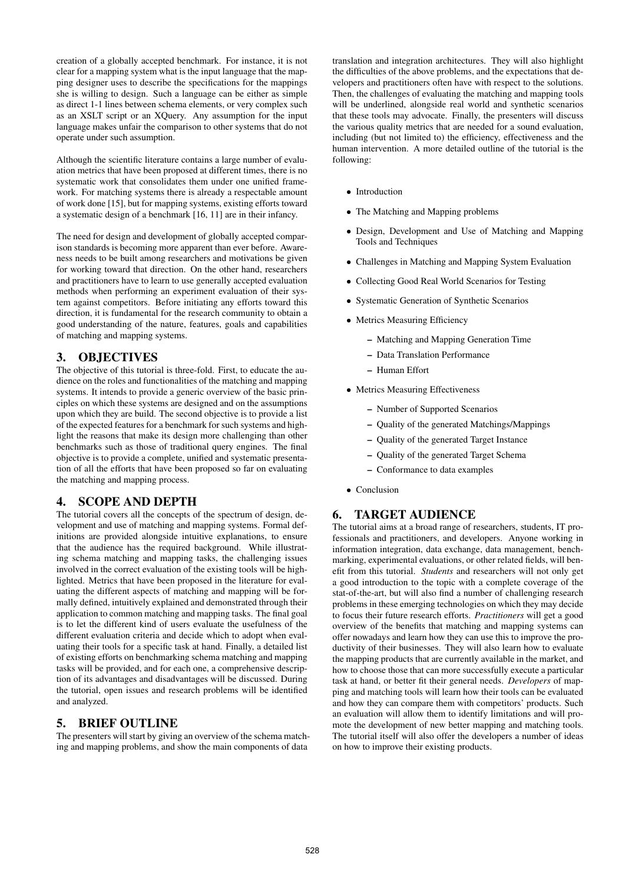creation of a globally accepted benchmark. For instance, it is not clear for a mapping system what is the input language that the mapping designer uses to describe the specifications for the mappings she is willing to design. Such a language can be either as simple as direct 1-1 lines between schema elements, or very complex such as an XSLT script or an XQuery. Any assumption for the input language makes unfair the comparison to other systems that do not operate under such assumption.

Although the scientific literature contains a large number of evaluation metrics that have been proposed at different times, there is no systematic work that consolidates them under one unified framework. For matching systems there is already a respectable amount of work done [15], but for mapping systems, existing efforts toward a systematic design of a benchmark [16, 11] are in their infancy.

The need for design and development of globally accepted comparison standards is becoming more apparent than ever before. Awareness needs to be built among researchers and motivations be given for working toward that direction. On the other hand, researchers and practitioners have to learn to use generally accepted evaluation methods when performing an experiment evaluation of their system against competitors. Before initiating any efforts toward this direction, it is fundamental for the research community to obtain a good understanding of the nature, features, goals and capabilities of matching and mapping systems.

## 3. OBJECTIVES

The objective of this tutorial is three-fold. First, to educate the audience on the roles and functionalities of the matching and mapping systems. It intends to provide a generic overview of the basic principles on which these systems are designed and on the assumptions upon which they are build. The second objective is to provide a list of the expected features for a benchmark for such systems and highlight the reasons that make its design more challenging than other benchmarks such as those of traditional query engines. The final objective is to provide a complete, unified and systematic presentation of all the efforts that have been proposed so far on evaluating the matching and mapping process.

## 4. SCOPE AND DEPTH

The tutorial covers all the concepts of the spectrum of design, development and use of matching and mapping systems. Formal definitions are provided alongside intuitive explanations, to ensure that the audience has the required background. While illustrating schema matching and mapping tasks, the challenging issues involved in the correct evaluation of the existing tools will be highlighted. Metrics that have been proposed in the literature for evaluating the different aspects of matching and mapping will be formally defined, intuitively explained and demonstrated through their application to common matching and mapping tasks. The final goal is to let the different kind of users evaluate the usefulness of the different evaluation criteria and decide which to adopt when evaluating their tools for a specific task at hand. Finally, a detailed list of existing efforts on benchmarking schema matching and mapping tasks will be provided, and for each one, a comprehensive description of its advantages and disadvantages will be discussed. During the tutorial, open issues and research problems will be identified and analyzed.

## 5. BRIEF OUTLINE

The presenters will start by giving an overview of the schema matching and mapping problems, and show the main components of data translation and integration architectures. They will also highlight the difficulties of the above problems, and the expectations that developers and practitioners often have with respect to the solutions. Then, the challenges of evaluating the matching and mapping tools will be underlined, alongside real world and synthetic scenarios that these tools may advocate. Finally, the presenters will discuss the various quality metrics that are needed for a sound evaluation, including (but not limited to) the efficiency, effectiveness and the human intervention. A more detailed outline of the tutorial is the following:

- Introduction
- The Matching and Mapping problems
- Design, Development and Use of Matching and Mapping Tools and Techniques
- Challenges in Matching and Mapping System Evaluation
- Collecting Good Real World Scenarios for Testing
- Systematic Generation of Synthetic Scenarios
- Metrics Measuring Efficiency
  - Matching and Mapping Generation Time
  - Data Translation Performance
  - Human Effort
- Metrics Measuring Effectiveness
  - Number of Supported Scenarios
  - Quality of the generated Matchings/Mappings
  - Quality of the generated Target Instance
  - Quality of the generated Target Schema
  - Conformance to data examples
- Conclusion

## 6. TARGET AUDIENCE

The tutorial aims at a broad range of researchers, students, IT professionals and practitioners, and developers. Anyone working in information integration, data exchange, data management, benchmarking, experimental evaluations, or other related fields, will benefit from this tutorial. *Students* and researchers will not only get a good introduction to the topic with a complete coverage of the stat-of-the-art, but will also find a number of challenging research problems in these emerging technologies on which they may decide to focus their future research efforts. *Practitioners* will get a good overview of the benefits that matching and mapping systems can offer nowadays and learn how they can use this to improve the productivity of their businesses. They will also learn how to evaluate the mapping products that are currently available in the market, and how to choose those that can more successfully execute a particular task at hand, or better fit their general needs. *Developers* of mapping and matching tools will learn how their tools can be evaluated and how they can compare them with competitors' products. Such an evaluation will allow them to identify limitations and will promote the development of new better mapping and matching tools. The tutorial itself will also offer the developers a number of ideas on how to improve their existing products.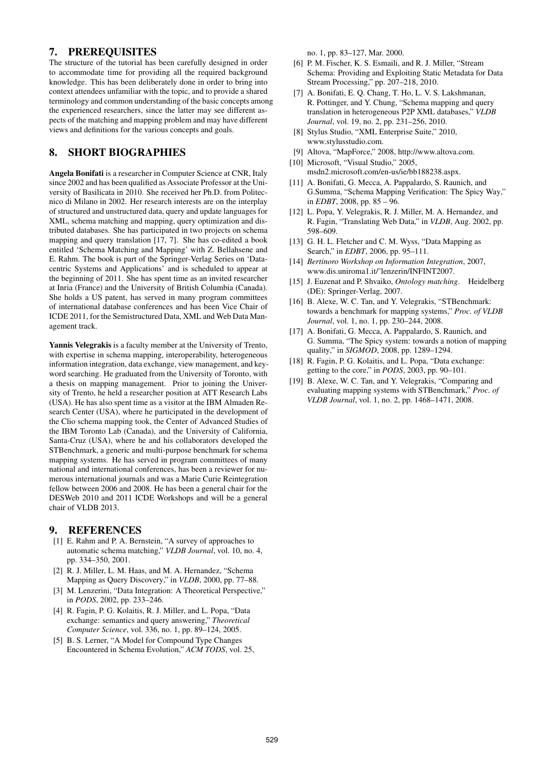## 7. PREREQUISITES

The structure of the tutorial has been carefully designed in order to accommodate time for providing all the required background knowledge. This has been deliberately done in order to bring into context attendees unfamiliar with the topic, and to provide a shared terminology and common understanding of the basic concepts among the experienced researchers, since the latter may see different aspects of the matching and mapping problem and may have different views and definitions for the various concepts and goals.

## 8. SHORT BIOGRAPHIES

**Angela Bonifati** is a researcher in Computer Science at CNR, Italy since 2002 and has been qualified as Associate Professor at the University of Basilicata in 2010. She received her Ph.D. from Politecnico di Milano in 2002. Her research interests are on the interplay of structured and unstructured data, query and update languages for XML, schema matching and mapping, query optimization and distributed databases. She has participated in two projects on schema mapping and query translation [17, 7]. She has co-edited a book entitled 'Schema Matching and Mapping' with Z. Bellahsene and E. Rahm. The book is part of the Springer-Verlag Series on 'Data-centric Systems and Applications' and is scheduled to appear at the beginning of 2011. She has spent time as an invited researcher at Inria (France) and the University of British Columbia (Canada). She holds a US patent, has served in many program committees of international database conferences and has been Vice Chair of ICDE 2011, for the Semistructured Data, XML and Web Data Management track.

**Yannis Velegrakis** is a faculty member at the University of Trento, with expertise in schema mapping, interoperability, heterogeneous information integration, data exchange, view management, and keyword searching. He graduated from the University of Toronto, with a thesis on mapping management. Prior to joining the University of Trento, he held a researcher position at ATT Research Labs (USA). He has also spent time as a visitor at the IBM Almaden Research Center (USA), where he participated in the development of the Clio schema mapping took, the Center of Advanced Studies of the IBM Toronto Lab (Canada), and the University of California, Santa-Cruz (USA), where he and his collaborators developed the STBenchmark, a generic and multi-purpose benchmark for schema mapping systems. He has served in program committees of many national and international conferences, has been a reviewer for numerous international journals and was a Marie Curie Reintegration fellow between 2006 and 2008. He has been a general chair for the DESWeb 2010 and 2011 ICDE Workshops and will be a general chair of VLDB 2013.

## 9. REFERENCES

[1] E. Rahm and P. A. Bernstein, "A survey of approaches to automatic schema matching," *VLDB Journal*, vol. 10, no. 4, pp. 334–350, 2001.

[2] R. J. Miller, L. M. Haas, and M. A. Hernandez, "Schema Mapping as Query Discovery," in *VLDB*, 2000, pp. 77–88.

[3] M. Lenzerini, "Data Integration: A Theoretical Perspective," in *PODS*, 2002, pp. 233–246.

[4] R. Fagin, P. G. Kolaitis, R. J. Miller, and L. Popa, "Data exchange: semantics and query answering," *Theoretical Computer Science*, vol. 336, no. 1, pp. 89–124, 2005.

[5] B. S. Lerner, "A Model for Compound Type Changes Encountered in Schema Evolution," *ACM TODS*, vol. 25, no. 1, pp. 83–127, Mar. 2000.

[6] P. M. Fischer, K. S. Esmaili, and R. J. Miller, "Stream Schema: Providing and Exploiting Static Metadata for Data Stream Processing," pp. 207–218, 2010.

[7] A. Bonifati, E. Q. Chang, T. Ho, L. V. S. Lakshmanan, R. Pottinger, and Y. Chung, "Schema mapping and query translation in heterogeneous P2P XML databases," *VLDB Journal*, vol. 19, no. 2, pp. 231–256, 2010.

[8] Stylus Studio, "XML Enterprise Suite," 2010, www.stylusstudio.com.

[9] Altova, "MapForce," 2008, http://www.altova.com.

[10] Microsoft, "Visual Studio," 2005, msdn2.microsoft.com/en-us/ie/bb188238.aspx.

[11] A. Bonifati, G. Mecca, A. Pappalardo, S. Raunich, and G.Summa, "Schema Mapping Verification: The Spicy Way," in *EDBT*, 2008, pp. 85 – 96.

[12] L. Popa, Y. Velegrakis, R. J. Miller, M. A. Hernandez, and R. Fagin, "Translating Web Data," in *VLDB*, Aug. 2002, pp. 598–609.

[13] G. H. L. Fletcher and C. M. Wyss, "Data Mapping as Search," in *EDBT*, 2006, pp. 95–111.

[14] *Bertinoro Workshop on Information Integration*, 2007, www.dis.uniroma1.it/~lenzerin/INFINT2007.

[15] J. Euzenat and P. Shvaiko, *Ontology matching*. Heidelberg (DE): Springer-Verlag, 2007.

[16] B. Alexe, W. C. Tan, and Y. Velegrakis, "STBenchmark: towards a benchmark for mapping systems," *Proc. of VLDB Journal*, vol. 1, no. 1, pp. 230–244, 2008.

[17] A. Bonifati, G. Mecca, A. Pappalardo, S. Raunich, and G. Summa, "The Spicy system: towards a notion of mapping quality," in *SIGMOD*, 2008, pp. 1289–1294.

[18] R. Fagin, P. G. Kolaitis, and L. Popa, "Data exchange: getting to the core," in *PODS*, 2003, pp. 90–101.

[19] B. Alexe, W. C. Tan, and Y. Velegrakis, "Comparing and evaluating mapping systems with STBenchmark," *Proc. of VLDB Journal*, vol. 1, no. 2, pp. 1468–1471, 2008.